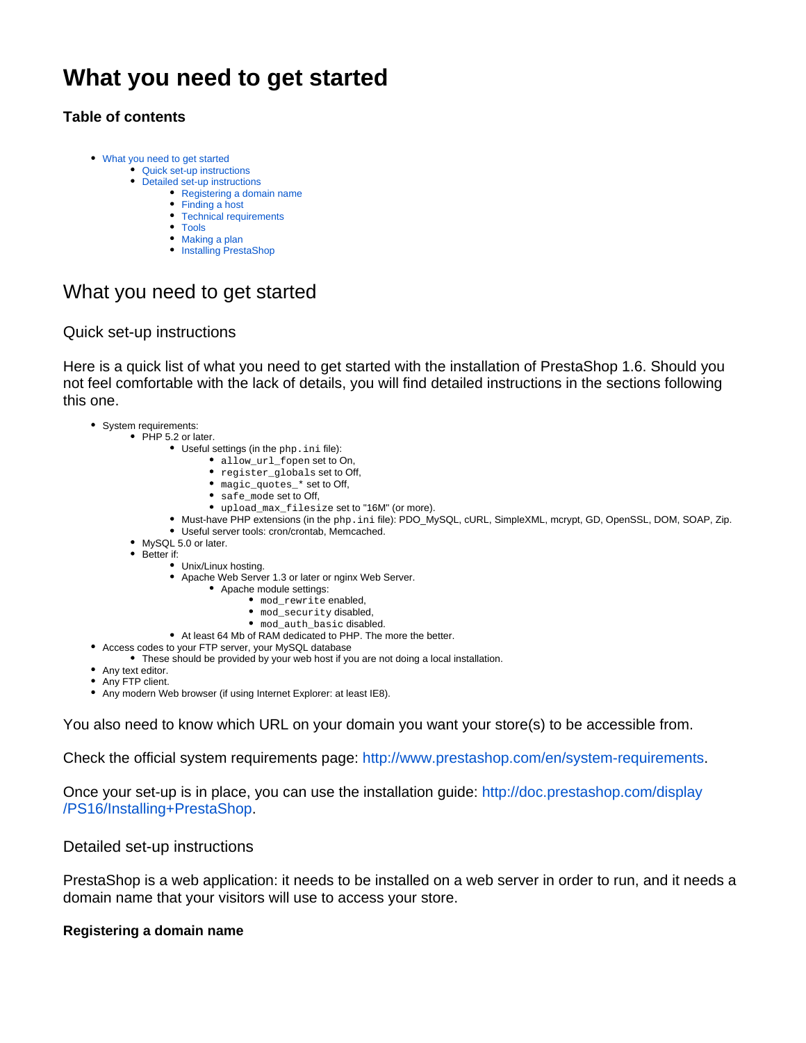# What you need to get started

### Table of contents

- What you need to get started
  - Quick set-up instructions
  - Detailed set-up instructions
    - Registering a domain name
    - Finding a host
    - Technical requirements
    - Tools
    - Making a plan
    - Installing PrestaShop

## What you need to get started

### Quick set-up instructions

Here is a quick list of what you need to get started with the installation of PrestaShop 1.6. Should you not feel comfortable with the lack of details, you will find detailed instructions in the sections following this one.

- System requirements:
  - PHP 5.2 or later.
    - Useful settings (in the `php.ini` file):
      - `allow_url_fopen` set to On,
      - `register_globals` set to Off,
      - `magic_quotes_*` set to Off,
      - `safe_mode` set to Off,
      - `upload_max_filesize` set to "16M" (or more).
    - Must-have PHP extensions (in the `php.ini` file): PDO_MySQL, cURL, SimpleXML, mcrypt, GD, OpenSSL, DOM, SOAP, Zip.
    - Useful server tools: cron/crontab, Memcached.
  - MySQL 5.0 or later.
  - Better if:
    - Unix/Linux hosting.
    - Apache Web Server 1.3 or later or nginx Web Server.
      - Apache module settings:
        - `mod_rewrite` enabled,
        - `mod_security` disabled,
        - `mod_auth_basic` disabled.
    - At least 64 Mb of RAM dedicated to PHP. The more the better.
- Access codes to your FTP server, your MySQL database
  - These should be provided by your web host if you are not doing a local installation.
- Any text editor.
- Any FTP client.
- Any modern Web browser (if using Internet Explorer: at least IE8).

You also need to know which URL on your domain you want your store(s) to be accessible from.

Check the official system requirements page: http://www.prestashop.com/en/system-requirements.

Once your set-up is in place, you can use the installation guide: http://doc.prestashop.com/display/PS16/Installing+PrestaShop.

### Detailed set-up instructions

PrestaShop is a web application: it needs to be installed on a web server in order to run, and it needs a domain name that your visitors will use to access your store.

#### Registering a domain name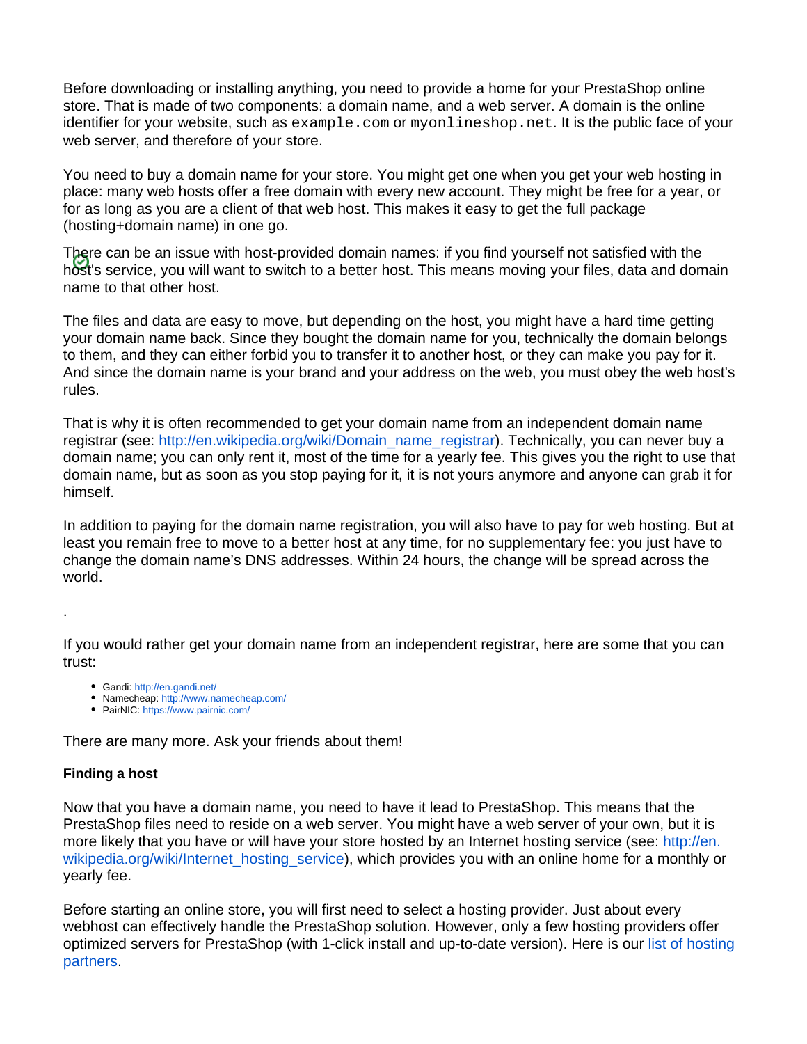Before downloading or installing anything, you need to provide a home for your PrestaShop online store. That is made of two components: a domain name, and a web server. A domain is the online identifier for your website, such as `example.com` or `myonlineshop.net`. It is the public face of your web server, and therefore of your store.

You need to buy a domain name for your store. You might get one when you get your web hosting in place: many web hosts offer a free domain with every new account. They might be free for a year, or for as long as you are a client of that web host. This makes it easy to get the full package (hosting+domain name) in one go.

There can be an issue with host-provided domain names: if you find yourself not satisfied with the host's service, you will want to switch to a better host. This means moving your files, data and domain name to that other host.

The files and data are easy to move, but depending on the host, you might have a hard time getting your domain name back. Since they bought the domain name for you, technically the domain belongs to them, and they can either forbid you to transfer it to another host, or they can make you pay for it. And since the domain name is your brand and your address on the web, you must obey the web host's rules.

That is why it is often recommended to get your domain name from an independent domain name registrar (see: http://en.wikipedia.org/wiki/Domain_name_registrar). Technically, you can never buy a domain name; you can only rent it, most of the time for a yearly fee. This gives you the right to use that domain name, but as soon as you stop paying for it, it is not yours anymore and anyone can grab it for himself.

In addition to paying for the domain name registration, you will also have to pay for web hosting. But at least you remain free to move to a better host at any time, for no supplementary fee: you just have to change the domain name's DNS addresses. Within 24 hours, the change will be spread across the world.

.

If you would rather get your domain name from an independent registrar, here are some that you can trust:

- Gandi: http://en.gandi.net/
- Namecheap: http://www.namecheap.com/
- PairNIC: https://www.pairnic.com/

There are many more. Ask your friends about them!

**Finding a host**

Now that you have a domain name, you need to have it lead to PrestaShop. This means that the PrestaShop files need to reside on a web server. You might have a web server of your own, but it is more likely that you have or will have your store hosted by an Internet hosting service (see: http://en.wikipedia.org/wiki/Internet_hosting_service), which provides you with an online home for a monthly or yearly fee.

Before starting an online store, you will first need to select a hosting provider. Just about every webhost can effectively handle the PrestaShop solution. However, only a few hosting providers offer optimized servers for PrestaShop (with 1-click install and up-to-date version). Here is our list of hosting partners.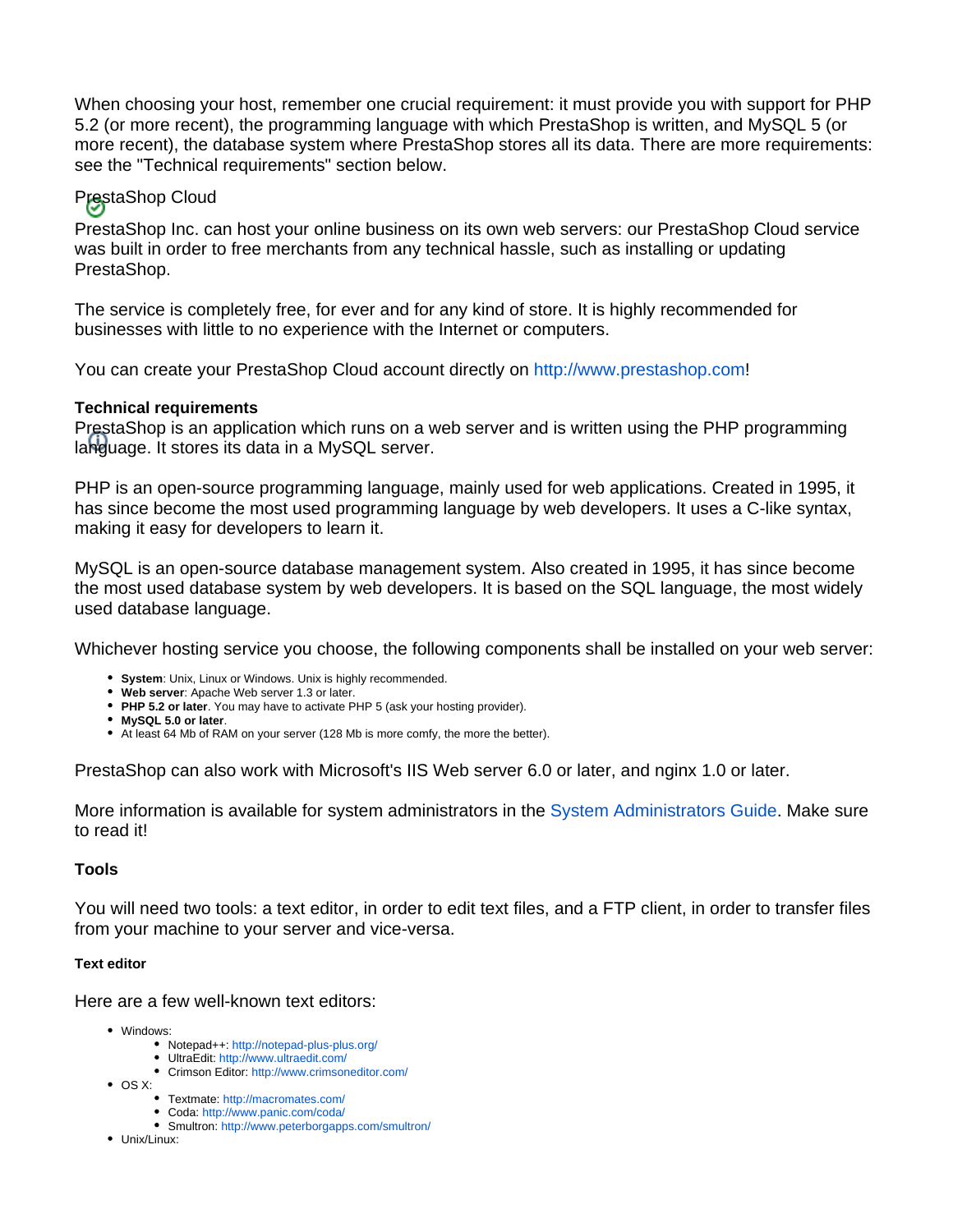When choosing your host, remember one crucial requirement: it must provide you with support for PHP 5.2 (or more recent), the programming language with which PrestaShop is written, and MySQL 5 (or more recent), the database system where PrestaShop stores all its data. There are more requirements: see the "Technical requirements" section below.

PrestaShop Cloud

PrestaShop Inc. can host your online business on its own web servers: our PrestaShop Cloud service was built in order to free merchants from any technical hassle, such as installing or updating PrestaShop.

The service is completely free, for ever and for any kind of store. It is highly recommended for businesses with little to no experience with the Internet or computers.

You can create your PrestaShop Cloud account directly on http://www.prestashop.com!

**Technical requirements**

PrestaShop is an application which runs on a web server and is written using the PHP programming language. It stores its data in a MySQL server.

PHP is an open-source programming language, mainly used for web applications. Created in 1995, it has since become the most used programming language by web developers. It uses a C-like syntax, making it easy for developers to learn it.

MySQL is an open-source database management system. Also created in 1995, it has since become the most used database system by web developers. It is based on the SQL language, the most widely used database language.

Whichever hosting service you choose, the following components shall be installed on your web server:

- **System**: Unix, Linux or Windows. Unix is highly recommended.
- **Web server**: Apache Web server 1.3 or later.
- **PHP 5.2 or later**. You may have to activate PHP 5 (ask your hosting provider).
- **MySQL 5.0 or later**.
- At least 64 Mb of RAM on your server (128 Mb is more comfy, the more the better).

PrestaShop can also work with Microsoft's IIS Web server 6.0 or later, and nginx 1.0 or later.

More information is available for system administrators in the System Administrators Guide. Make sure to read it!

### Tools

You will need two tools: a text editor, in order to edit text files, and a FTP client, in order to transfer files from your machine to your server and vice-versa.

#### Text editor

Here are a few well-known text editors:

- Windows:
  - Notepad++: http://notepad-plus-plus.org/
  - UltraEdit: http://www.ultraedit.com/
  - Crimson Editor: http://www.crimsoneditor.com/
- OS X:
  - Textmate: http://macromates.com/
  - Coda: http://www.panic.com/coda/
  - Smultron: http://www.peterborgapps.com/smultron/
- Unix/Linux: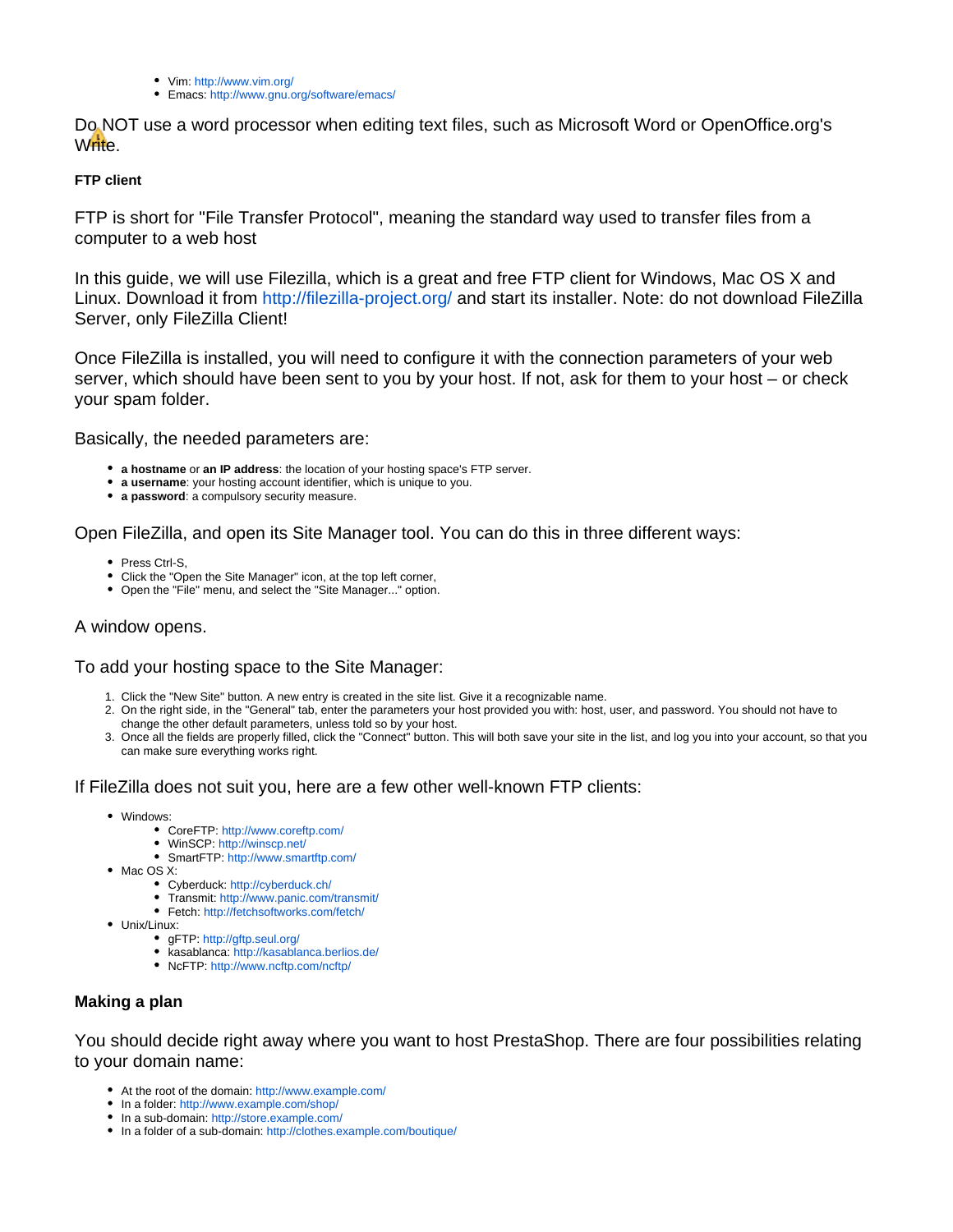- Vim: http://www.vim.org/
- Emacs: http://www.gnu.org/software/emacs/

Do NOT use a word processor when editing text files, such as Microsoft Word or OpenOffice.org's Write.

#### FTP client

FTP is short for "File Transfer Protocol", meaning the standard way used to transfer files from a computer to a web host

In this guide, we will use Filezilla, which is a great and free FTP client for Windows, Mac OS X and Linux. Download it from http://filezilla-project.org/ and start its installer. Note: do not download FileZilla Server, only FileZilla Client!

Once FileZilla is installed, you will need to configure it with the connection parameters of your web server, which should have been sent to you by your host. If not, ask for them to your host – or check your spam folder.

Basically, the needed parameters are:

- **a hostname** or **an IP address**: the location of your hosting space's FTP server.
- **a username**: your hosting account identifier, which is unique to you.
- **a password**: a compulsory security measure.

Open FileZilla, and open its Site Manager tool. You can do this in three different ways:

- Press Ctrl-S,
- Click the "Open the Site Manager" icon, at the top left corner,
- Open the "File" menu, and select the "Site Manager..." option.

A window opens.

To add your hosting space to the Site Manager:

1. Click the "New Site" button. A new entry is created in the site list. Give it a recognizable name.
2. On the right side, in the "General" tab, enter the parameters your host provided you with: host, user, and password. You should not have to change the other default parameters, unless told so by your host.
3. Once all the fields are properly filled, click the "Connect" button. This will both save your site in the list, and log you into your account, so that you can make sure everything works right.

If FileZilla does not suit you, here are a few other well-known FTP clients:

- Windows:
  - CoreFTP: http://www.coreftp.com/
  - WinSCP: http://winscp.net/
  - SmartFTP: http://www.smartftp.com/
- Mac OS X:
  - Cyberduck: http://cyberduck.ch/
  - Transmit: http://www.panic.com/transmit/
  - Fetch: http://fetchsoftworks.com/fetch/
- Unix/Linux:
  - gFTP: http://gftp.seul.org/
  - kasablanca: http://kasablanca.berlios.de/
  - NcFTP: http://www.ncftp.com/ncftp/

### Making a plan

You should decide right away where you want to host PrestaShop. There are four possibilities relating to your domain name:

- At the root of the domain: http://www.example.com/
- In a folder: http://www.example.com/shop/
- In a sub-domain: http://store.example.com/
- In a folder of a sub-domain: http://clothes.example.com/boutique/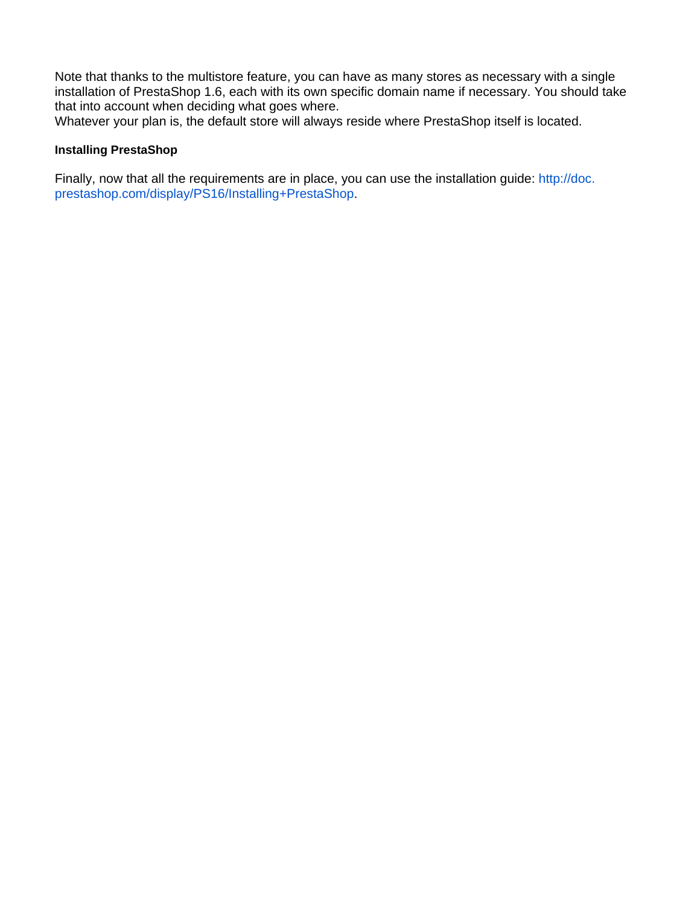Note that thanks to the multistore feature, you can have as many stores as necessary with a single installation of PrestaShop 1.6, each with its own specific domain name if necessary. You should take that into account when deciding what goes where.
Whatever your plan is, the default store will always reside where PrestaShop itself is located.

**Installing PrestaShop**

Finally, now that all the requirements are in place, you can use the installation guide: http://doc.prestashop.com/display/PS16/Installing+PrestaShop.